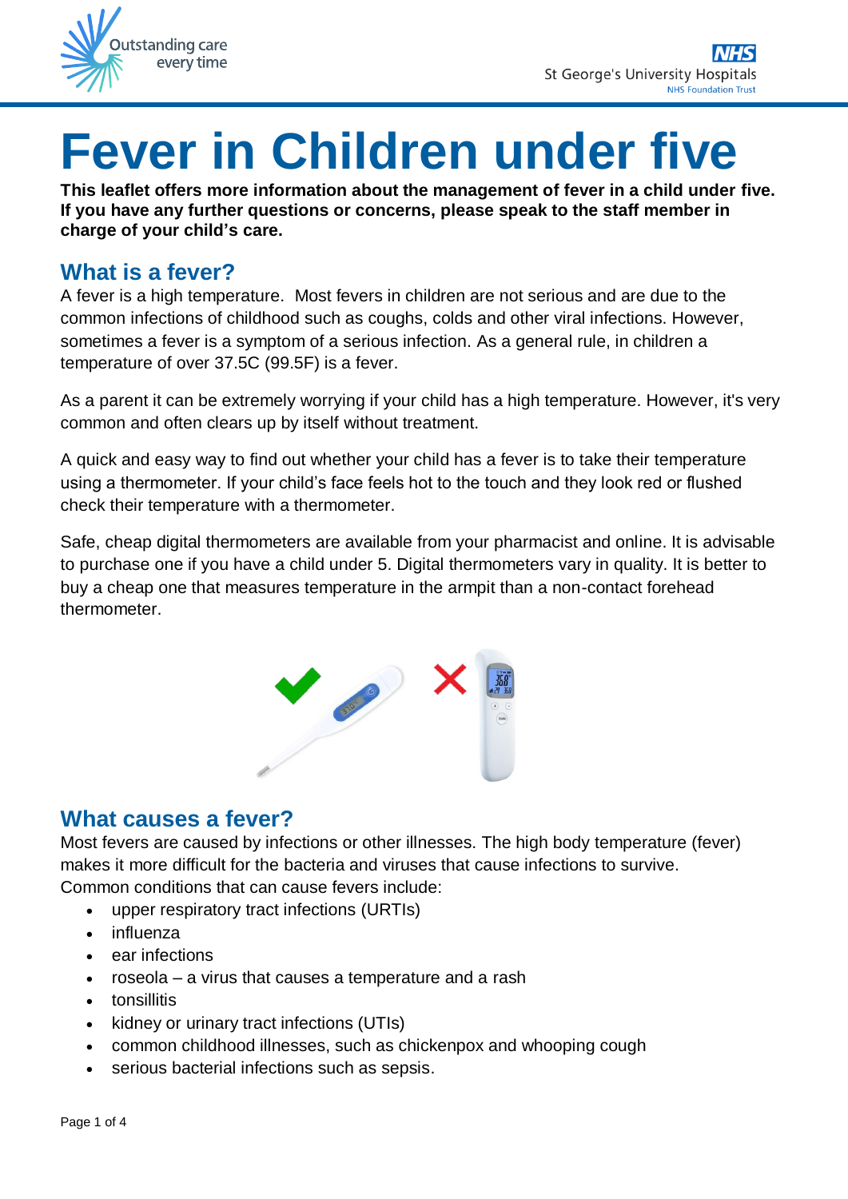# Fever in Children under five

**This leaflet offers more information about the management of fever in a child under five. If you have any further questions or concerns, please speak to the staff member in charge of your child's care.**

## What is a fever?

A fever is a high temperature. Most fevers in children are not serious and are due to the common infections of childhood such as coughs, colds and other viral infections. However, sometimes a fever is a symptom of a serious infection. As a general rule, in children a temperature of over 37.5C (99.5F) is a fever.

As a parent it can be extremely worrying if your child has a high temperature. However, it's very common and often clears up by itself without treatment.

A quick and easy way to find out whether your child has a fever is to take their temperature using a thermometer. If your child's face feels hot to the touch and they look red or flushed check their temperature with a thermometer.

Safe, cheap digital thermometers are available from your pharmacist and online. It is advisable to purchase one if you have a child under 5. Digital thermometers vary in quality. It is better to buy a cheap one that measures temperature in the armpit than a non-contact forehead thermometer.

## What causes a fever?

Most fevers are caused by infections or other illnesses. The high body temperature (fever) makes it more difficult for the bacteria and viruses that cause infections to survive. Common conditions that can cause fevers include:

- upper respiratory tract infections (URTIs)
- influenza
- ear infections
- roseola – a virus that causes a temperature and a rash
- tonsillitis
- kidney or urinary tract infections (UTIs)
- common childhood illnesses, such as chickenpox and whooping cough
- serious bacterial infections such as sepsis.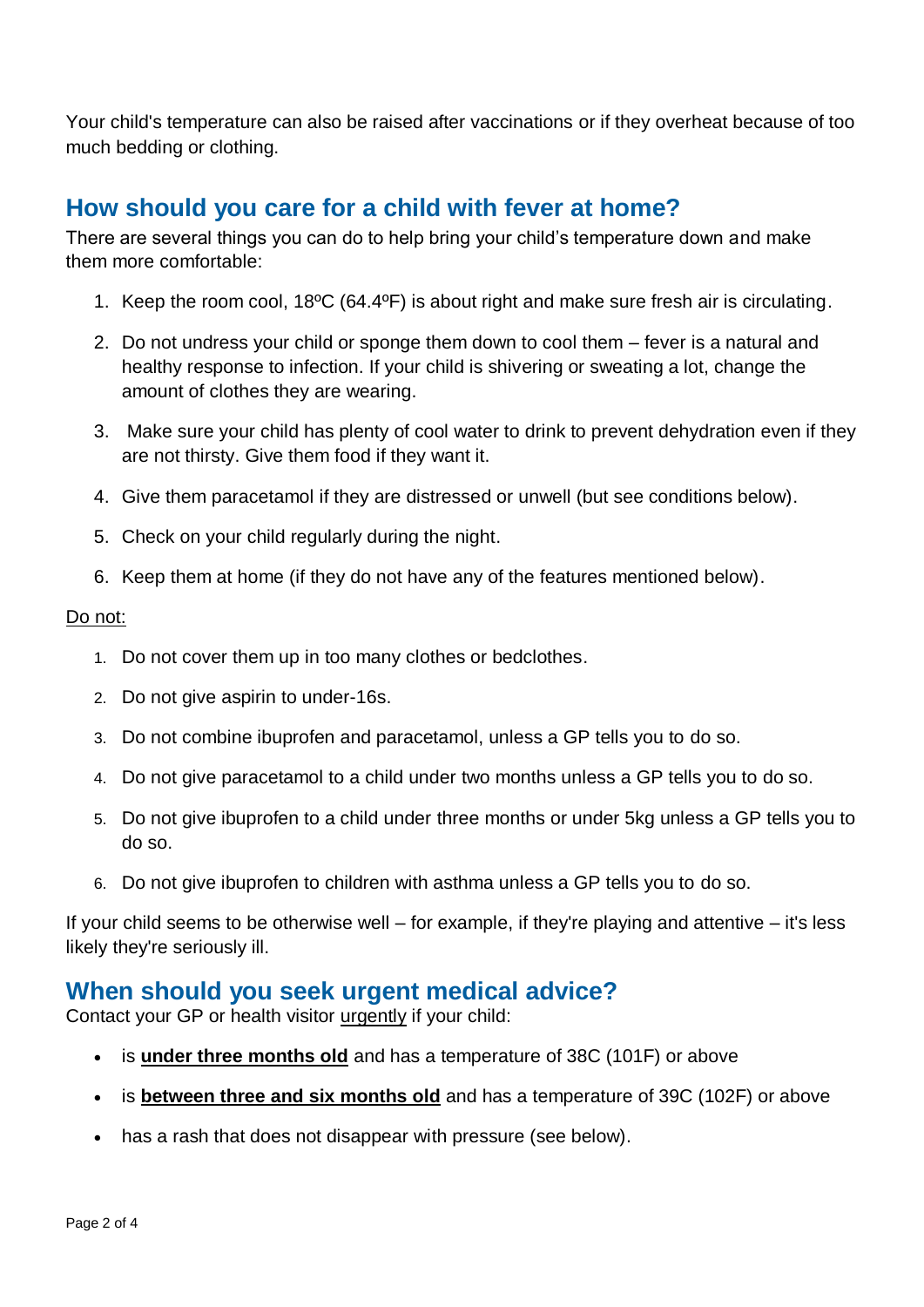Your child's temperature can also be raised after vaccinations or if they overheat because of too much bedding or clothing.

## How should you care for a child with fever at home?

There are several things you can do to help bring your child's temperature down and make them more comfortable:

1. Keep the room cool, 18ºC (64.4ºF) is about right and make sure fresh air is circulating.
2. Do not undress your child or sponge them down to cool them – fever is a natural and healthy response to infection. If your child is shivering or sweating a lot, change the amount of clothes they are wearing.
3. Make sure your child has plenty of cool water to drink to prevent dehydration even if they are not thirsty. Give them food if they want it.
4. Give them paracetamol if they are distressed or unwell (but see conditions below).
5. Check on your child regularly during the night.
6. Keep them at home (if they do not have any of the features mentioned below).

<u>Do not:</u>

1. Do not cover them up in too many clothes or bedclothes.
2. Do not give aspirin to under-16s.
3. Do not combine ibuprofen and paracetamol, unless a GP tells you to do so.
4. Do not give paracetamol to a child under two months unless a GP tells you to do so.
5. Do not give ibuprofen to a child under three months or under 5kg unless a GP tells you to do so.
6. Do not give ibuprofen to children with asthma unless a GP tells you to do so.

If your child seems to be otherwise well – for example, if they're playing and attentive – it's less likely they're seriously ill.

## When should you seek urgent medical advice?

Contact your GP or health visitor <u>urgently</u> if your child:

- is **<u>under three months old</u>** and has a temperature of 38C (101F) or above
- is **<u>between three and six months old</u>** and has a temperature of 39C (102F) or above
- has a rash that does not disappear with pressure (see below).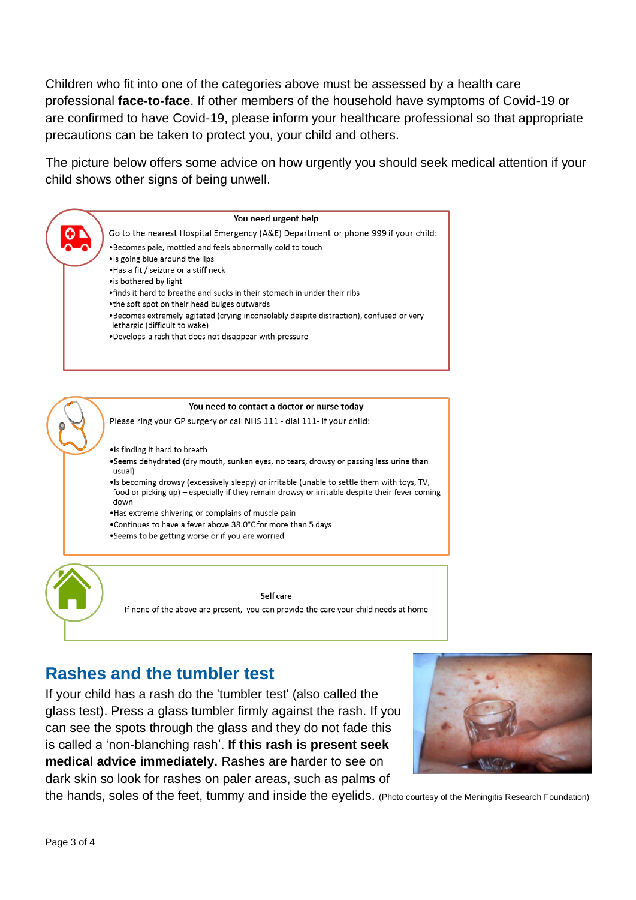Children who fit into one of the categories above must be assessed by a health care professional **face-to-face**. If other members of the household have symptoms of Covid-19 or are confirmed to have Covid-19, please inform your healthcare professional so that appropriate precautions can be taken to protect you, your child and others.

The picture below offers some advice on how urgently you should seek medical attention if your child shows other signs of being unwell.

**You need urgent help**

Go to the nearest Hospital Emergency (A&E) Department or phone 999 if your child:

- Becomes pale, mottled and feels abnormally cold to touch
- Is going blue around the lips
- Has a fit / seizure or a stiff neck
- is bothered by light
- finds it hard to breathe and sucks in their stomach in under their ribs
- the soft spot on their head bulges outwards
- Becomes extremely agitated (crying inconsolably despite distraction), confused or very lethargic (difficult to wake)
- Develops a rash that does not disappear with pressure

**You need to contact a doctor or nurse today**

Please ring your GP surgery or call NHS 111 - dial 111- if your child:

- Is finding it hard to breath
- Seems dehydrated (dry mouth, sunken eyes, no tears, drowsy or passing less urine than usual)
- Is becoming drowsy (excessively sleepy) or irritable (unable to settle them with toys, TV, food or picking up) – especially if they remain drowsy or irritable despite their fever coming down
- Has extreme shivering or complains of muscle pain
- Continues to have a fever above 38.0°C for more than 5 days
- Seems to be getting worse or if you are worried

**Self care**

If none of the above are present, you can provide the care your child needs at home

## Rashes and the tumbler test

If your child has a rash do the 'tumbler test' (also called the glass test). Press a glass tumbler firmly against the rash. If you can see the spots through the glass and they do not fade this is called a 'non-blanching rash'. **If this rash is present seek medical advice immediately.** Rashes are harder to see on dark skin so look for rashes on paler areas, such as palms of the hands, soles of the feet, tummy and inside the eyelids.

(Photo courtesy of the Meningitis Research Foundation)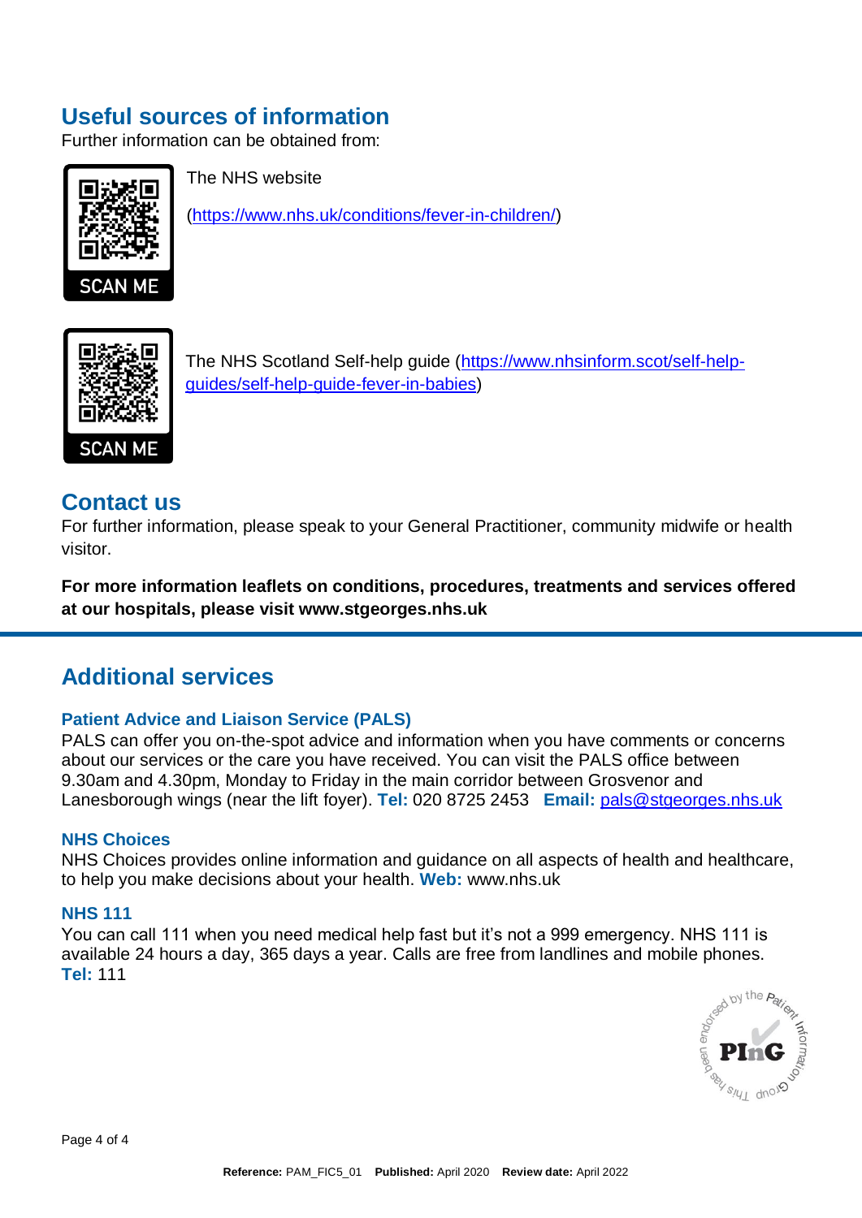## Useful sources of information

Further information can be obtained from:

The NHS website

(https://www.nhs.uk/conditions/fever-in-children/)

The NHS Scotland Self-help guide (https://www.nhsinform.scot/self-help-guides/self-help-guide-fever-in-babies)

## Contact us

For further information, please speak to your General Practitioner, community midwife or health visitor.

**For more information leaflets on conditions, procedures, treatments and services offered at our hospitals, please visit www.stgeorges.nhs.uk**

## Additional services

### Patient Advice and Liaison Service (PALS)

PALS can offer you on-the-spot advice and information when you have comments or concerns about our services or the care you have received. You can visit the PALS office between 9.30am and 4.30pm, Monday to Friday in the main corridor between Grosvenor and Lanesborough wings (near the lift foyer). **Tel:** 020 8725 2453 **Email:** pals@stgeorges.nhs.uk

### NHS Choices

NHS Choices provides online information and guidance on all aspects of health and healthcare, to help you make decisions about your health. **Web:** www.nhs.uk

### NHS 111

You can call 111 when you need medical help fast but it's not a 999 emergency. NHS 111 is available 24 hours a day, 365 days a year. Calls are free from landlines and mobile phones.
**Tel:** 111

This has been endorsed by the Patient Information Group PInG

**Reference:** PAM_FIC5_01 **Published:** April 2020 **Review date:** April 2022